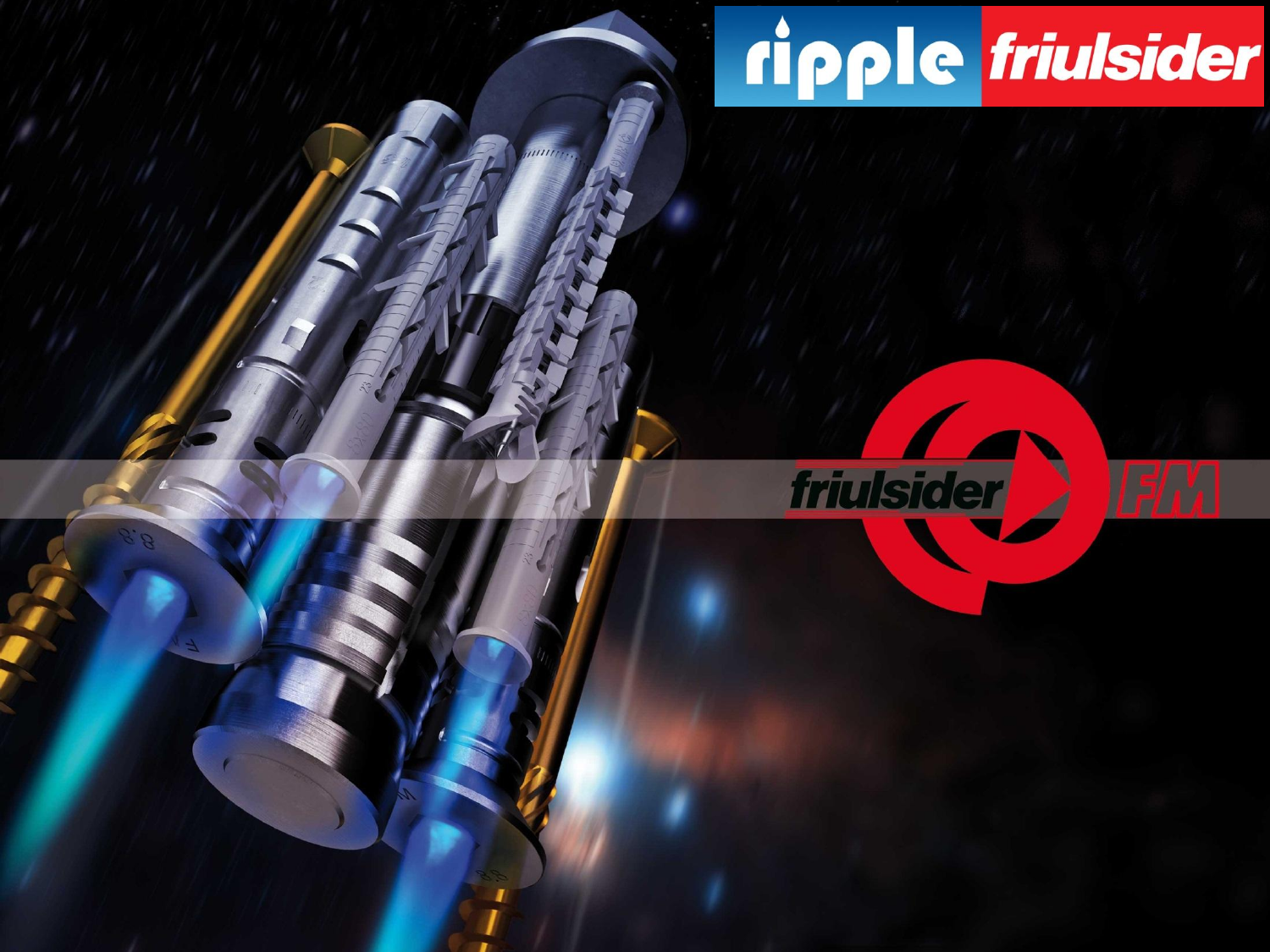ripple friulsider

friulsider FM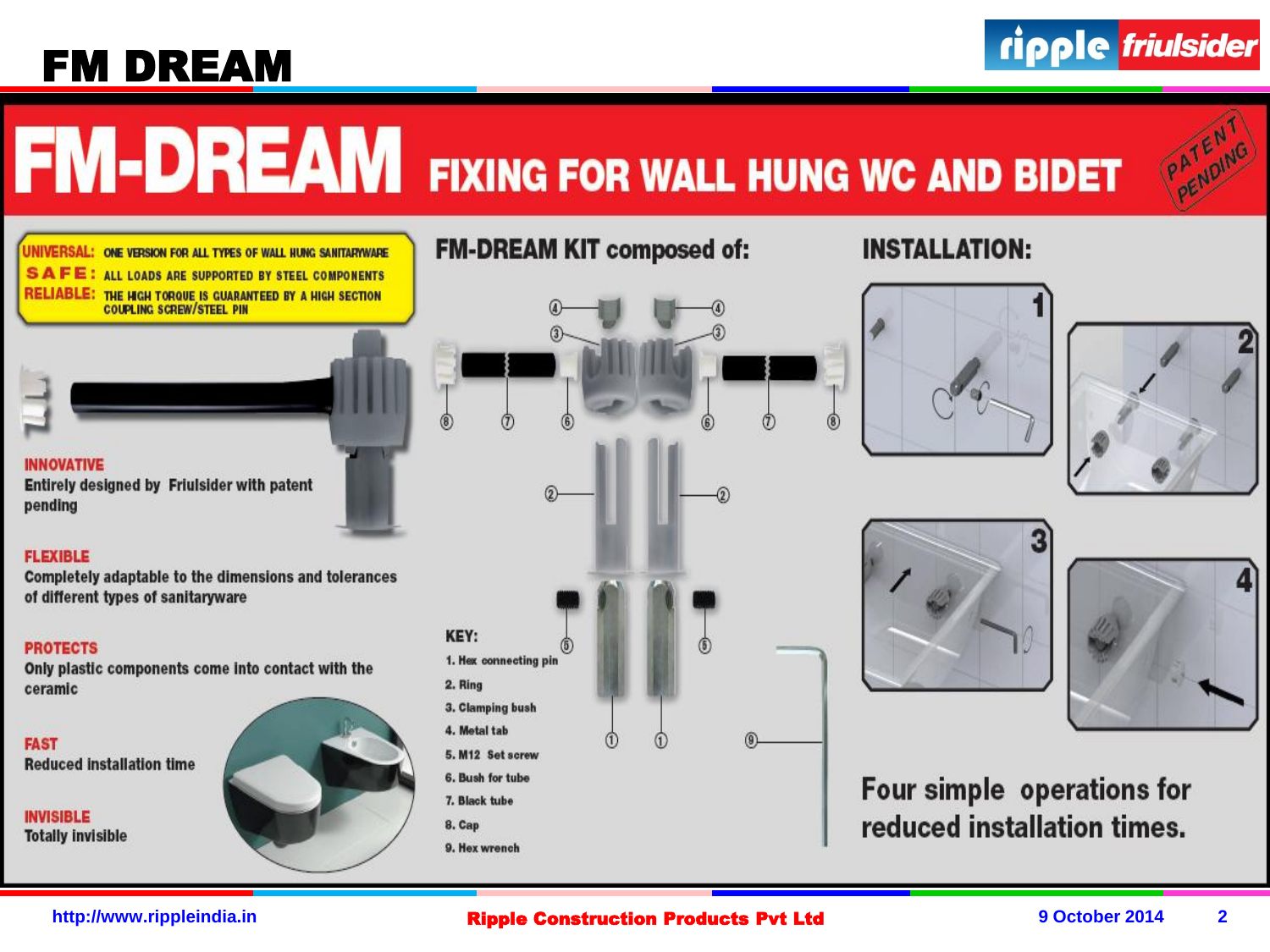# FM DREAM

## FM-DREAM FIXING FOR WALL HUNG WC AND BIDET

PATENT PENDING

**UNIVERSAL:** ONE VERSION FOR ALL TYPES OF WALL HUNG SANITARYWARE
**SAFE:** ALL LOADS ARE SUPPORTED BY STEEL COMPONENTS
**RELIABLE:** THE HIGH TORQUE IS GUARANTEED BY A HIGH SECTION COUPLING SCREW/STEEL PIN

**INNOVATIVE**
Entirely designed by Friulsider with patent pending

**FLEXIBLE**
Completely adaptable to the dimensions and tolerances of different types of sanitaryware

**PROTECTS**
Only plastic components come into contact with the ceramic

**FAST**
Reduced installation time

**INVISIBLE**
Totally invisible

### FM-DREAM KIT composed of:

**KEY:**

1. Hex connecting pin
2. Ring
3. Clamping bush
4. Metal tab
5. M12 Set screw
6. Bush for tube
7. Black tube
8. Cap
9. Hex wrench

### INSTALLATION:

1
2
3
4

Four simple operations for reduced installation times.

http://www.rippleindia.in

Ripple Construction Products Pvt Ltd

9 October 2014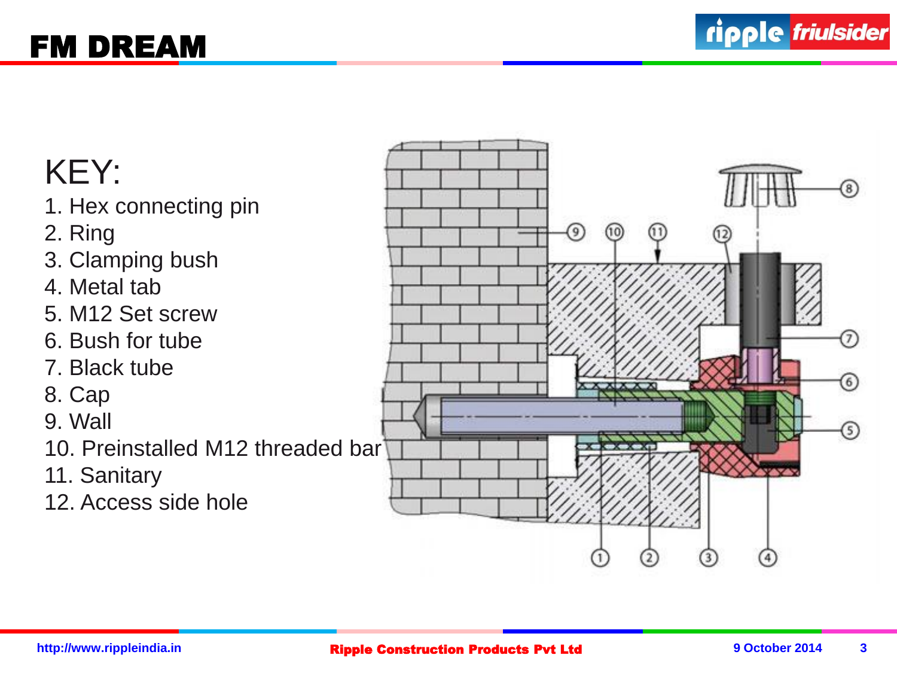# FM DREAM

KEY:

1. Hex connecting pin
2. Ring
3. Clamping bush
4. Metal tab
5. M12 Set screw
6. Bush for tube
7. Black tube
8. Cap
9. Wall
10. Preinstalled M12 threaded bar
11. Sanitary
12. Access side hole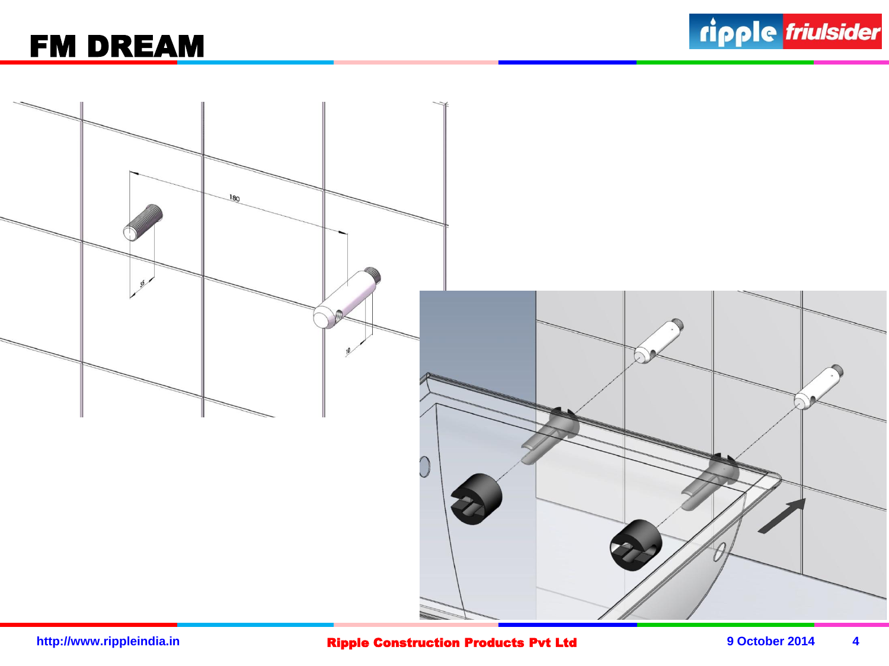# FM DREAM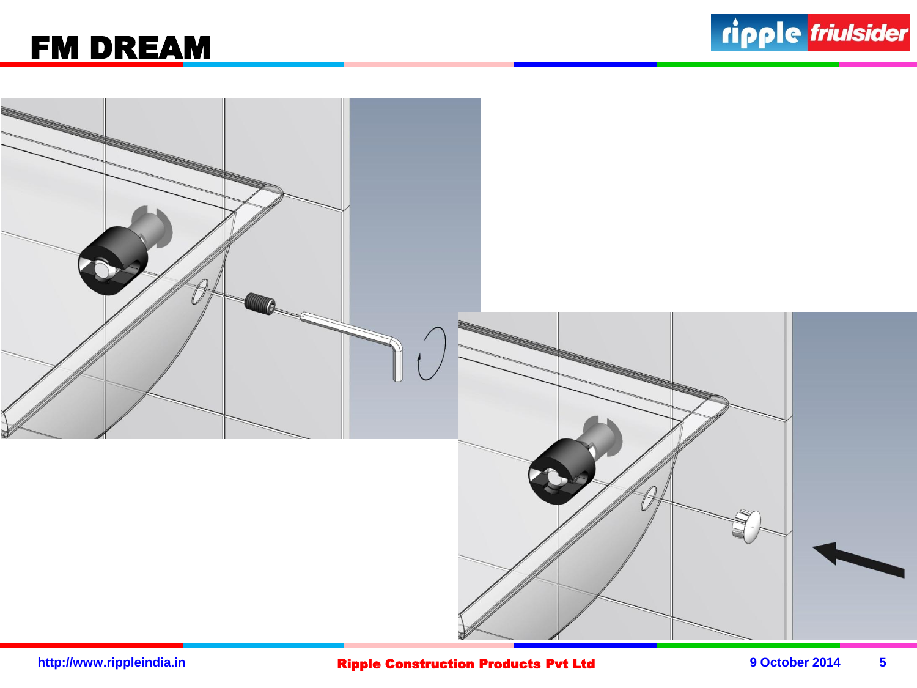# FM DREAM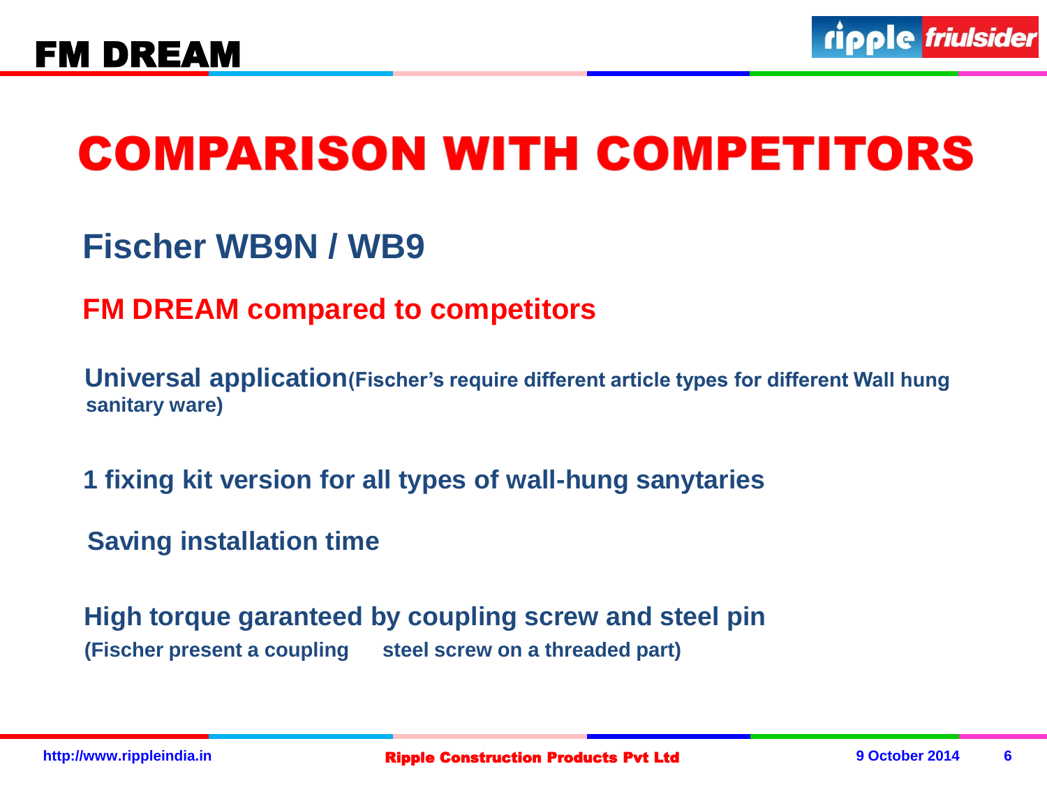# COMPARISON WITH COMPETITORS

## Fischer WB9N / WB9

### FM DREAM compared to competitors

**Universal application**(Fischer's require different article types for different Wall hung sanitary ware)

**1 fixing kit version for all types of wall-hung sanytaries**

**Saving installation time**

**High torque garanteed by coupling screw and steel pin**
(Fischer present a coupling steel screw on a threaded part)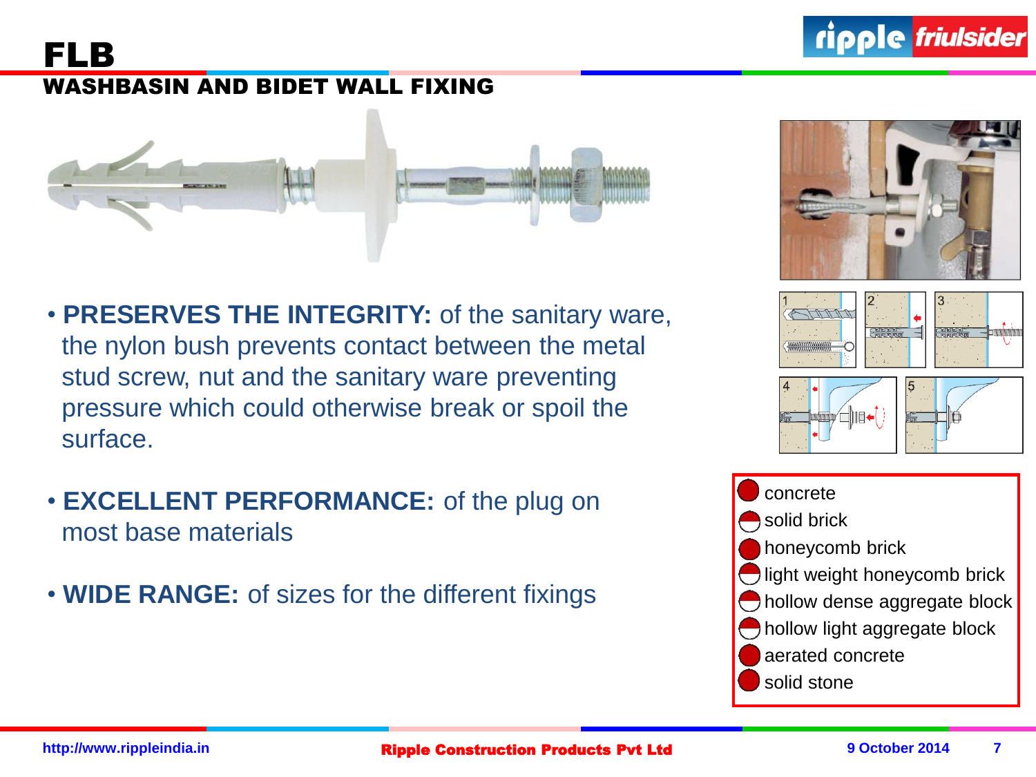# FLB

## WASHBASIN AND BIDET WALL FIXING

- **PRESERVES THE INTEGRITY:** of the sanitary ware, the nylon bush prevents contact between the metal stud screw, nut and the sanitary ware preventing pressure which could otherwise break or spoil the surface.

- **EXCELLENT PERFORMANCE:** of the plug on most base materials

- **WIDE RANGE:** of sizes for the different fixings

- concrete
- solid brick
- honeycomb brick
- light weight honeycomb brick
- hollow dense aggregate block
- hollow light aggregate block
- aerated concrete
- solid stone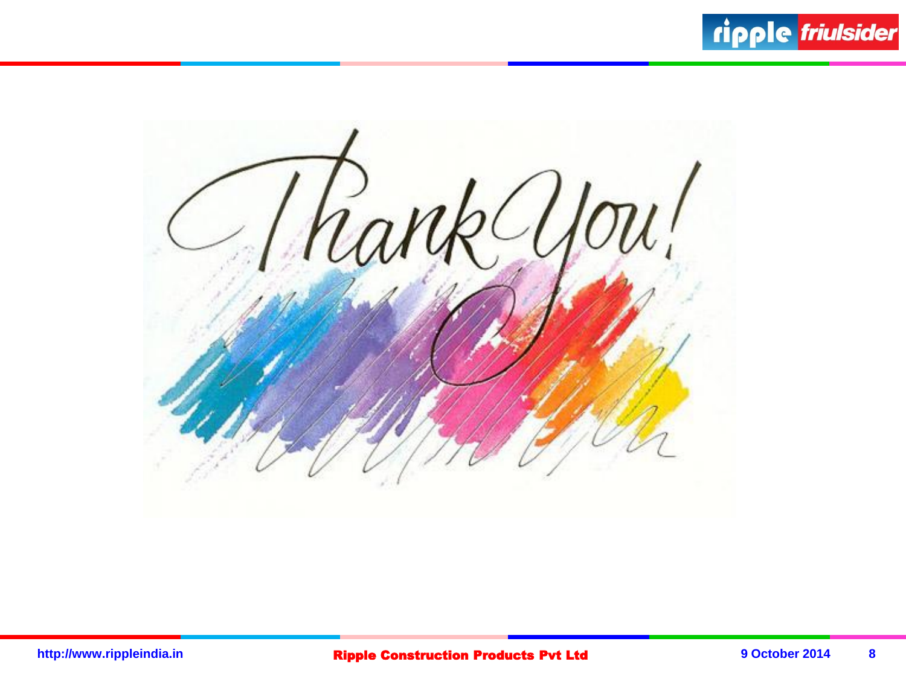Thank You!